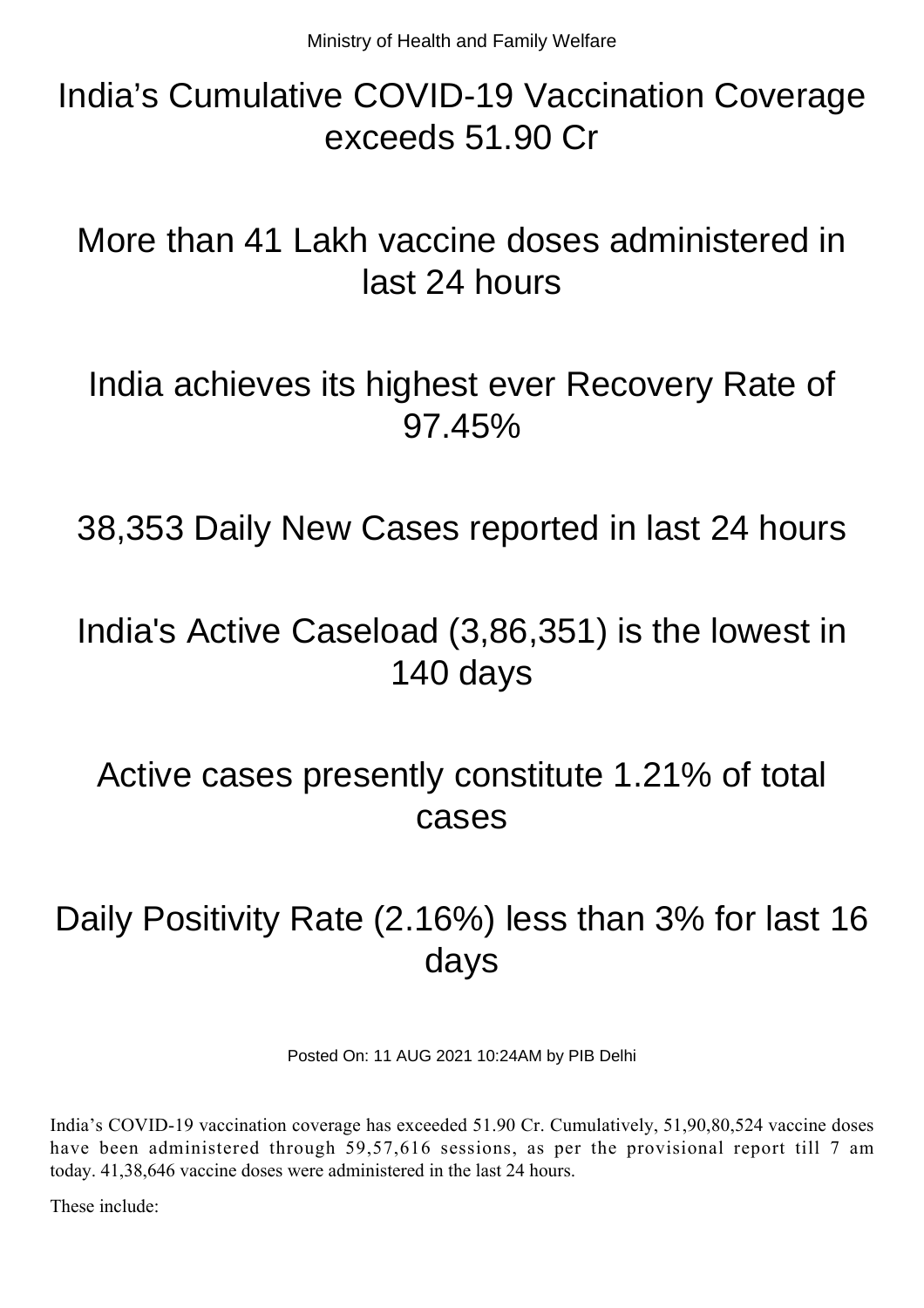Ministry of Health and Family Welfare

# India’s Cumulative COVID-19 Vaccination Coverage exceeds 51.90 Cr

# More than 41 Lakh vaccine doses administered in last 24 hours

# India achieves its highest ever Recovery Rate of 97.45%

# 38,353 Daily New Cases reported in last 24 hours

# India's Active Caseload (3,86,351) is the lowest in 140 days

# Active cases presently constitute 1.21% of total cases

# Daily Positivity Rate (2.16%) less than 3% for last 16 days

Posted On: 11 AUG 2021 10:24AM by PIB Delhi

India’s COVID-19 vaccination coverage has exceeded 51.90 Cr. Cumulatively, 51,90,80,524 vaccine doses have been administered through 59,57,616 sessions, as per the provisional report till 7 am today. 41,38,646 vaccine doses were administered in the last 24 hours.

These include: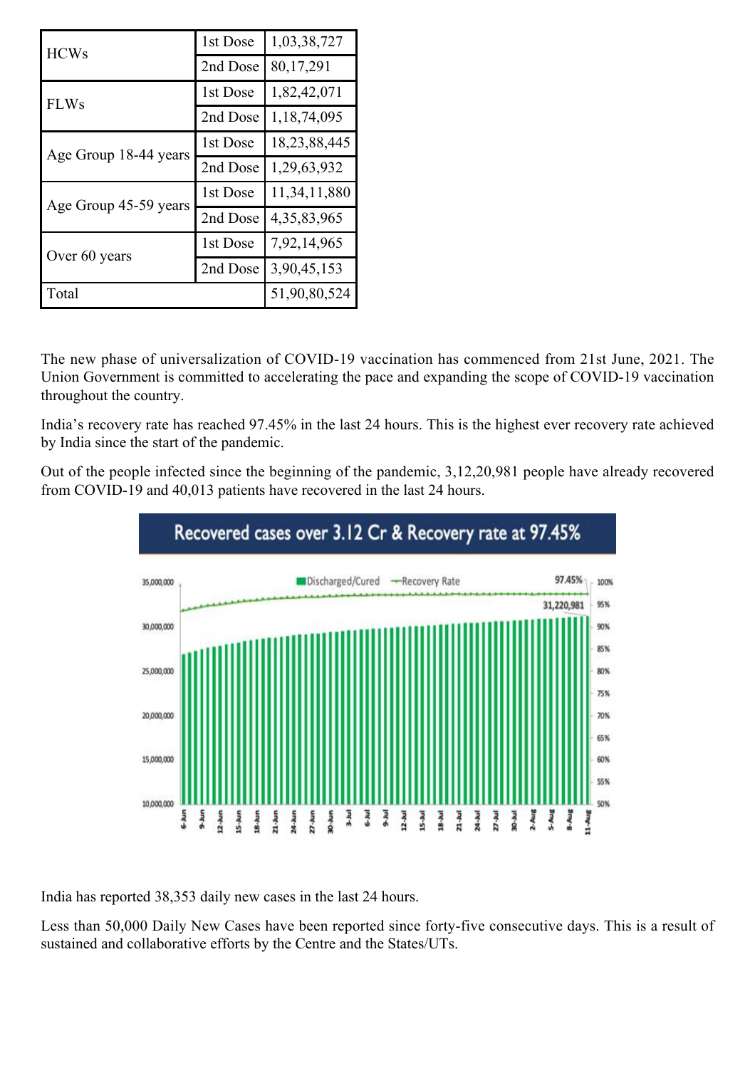| | | |
|---|---|---|
| HCWs | 1st Dose | 1,03,38,727 |
| | 2nd Dose | 80,17,291 |
| FLWs | 1st Dose | 1,82,42,071 |
| | 2nd Dose | 1,18,74,095 |
| Age Group 18-44 years | 1st Dose | 18,23,88,445 |
| | 2nd Dose | 1,29,63,932 |
| Age Group 45-59 years | 1st Dose | 11,34,11,880 |
| | 2nd Dose | 4,35,83,965 |
| Over 60 years | 1st Dose | 7,92,14,965 |
| | 2nd Dose | 3,90,45,153 |
| Total | | 51,90,80,524 |

The new phase of universalization of COVID-19 vaccination has commenced from 21st June, 2021. The Union Government is committed to accelerating the pace and expanding the scope of COVID-19 vaccination throughout the country.

India's recovery rate has reached 97.45% in the last 24 hours. This is the highest ever recovery rate achieved by India since the start of the pandemic.

Out of the people infected since the beginning of the pandemic, 3,12,20,981 people have already recovered from COVID-19 and 40,013 patients have recovered in the last 24 hours.

**Recovered cases over 3.12 Cr & Recovery rate at 97.45%**

India has reported 38,353 daily new cases in the last 24 hours.

Less than 50,000 Daily New Cases have been reported since forty-five consecutive days. This is a result of sustained and collaborative efforts by the Centre and the States/UTs.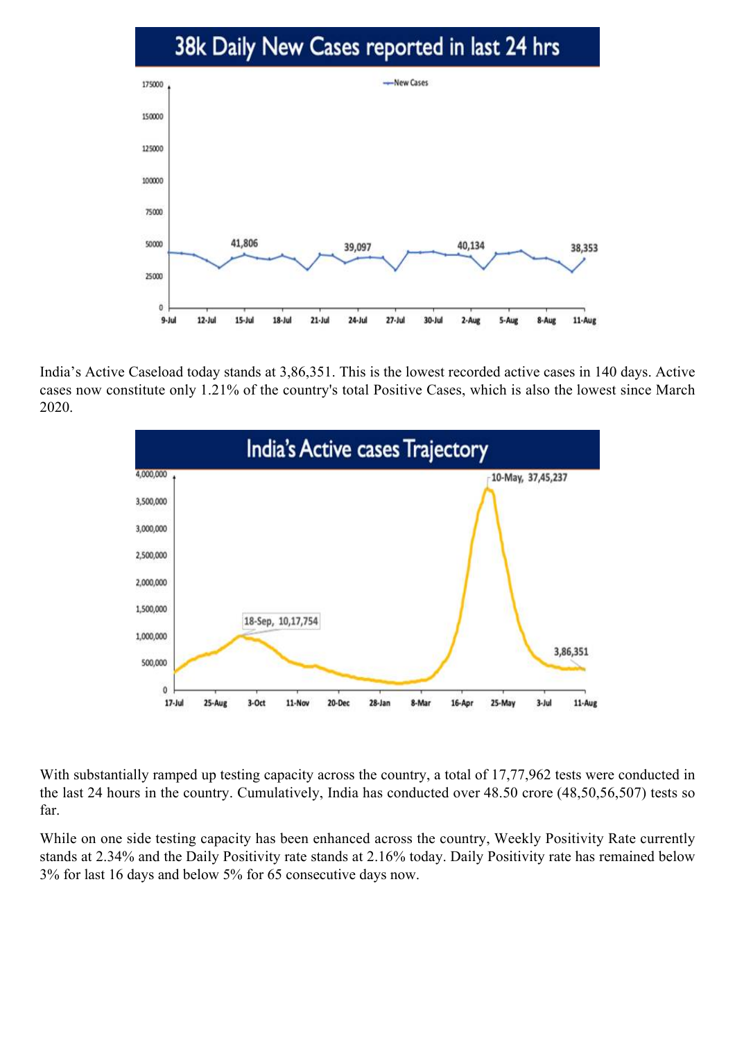## 38k Daily New Cases reported in last 24 hrs

India's Active Caseload today stands at 3,86,351. This is the lowest recorded active cases in 140 days. Active cases now constitute only 1.21% of the country's total Positive Cases, which is also the lowest since March 2020.

## India's Active cases Trajectory

With substantially ramped up testing capacity across the country, a total of 17,77,962 tests were conducted in the last 24 hours in the country. Cumulatively, India has conducted over 48.50 crore (48,50,56,507) tests so far.

While on one side testing capacity has been enhanced across the country, Weekly Positivity Rate currently stands at 2.34% and the Daily Positivity rate stands at 2.16% today. Daily Positivity rate has remained below 3% for last 16 days and below 5% for 65 consecutive days now.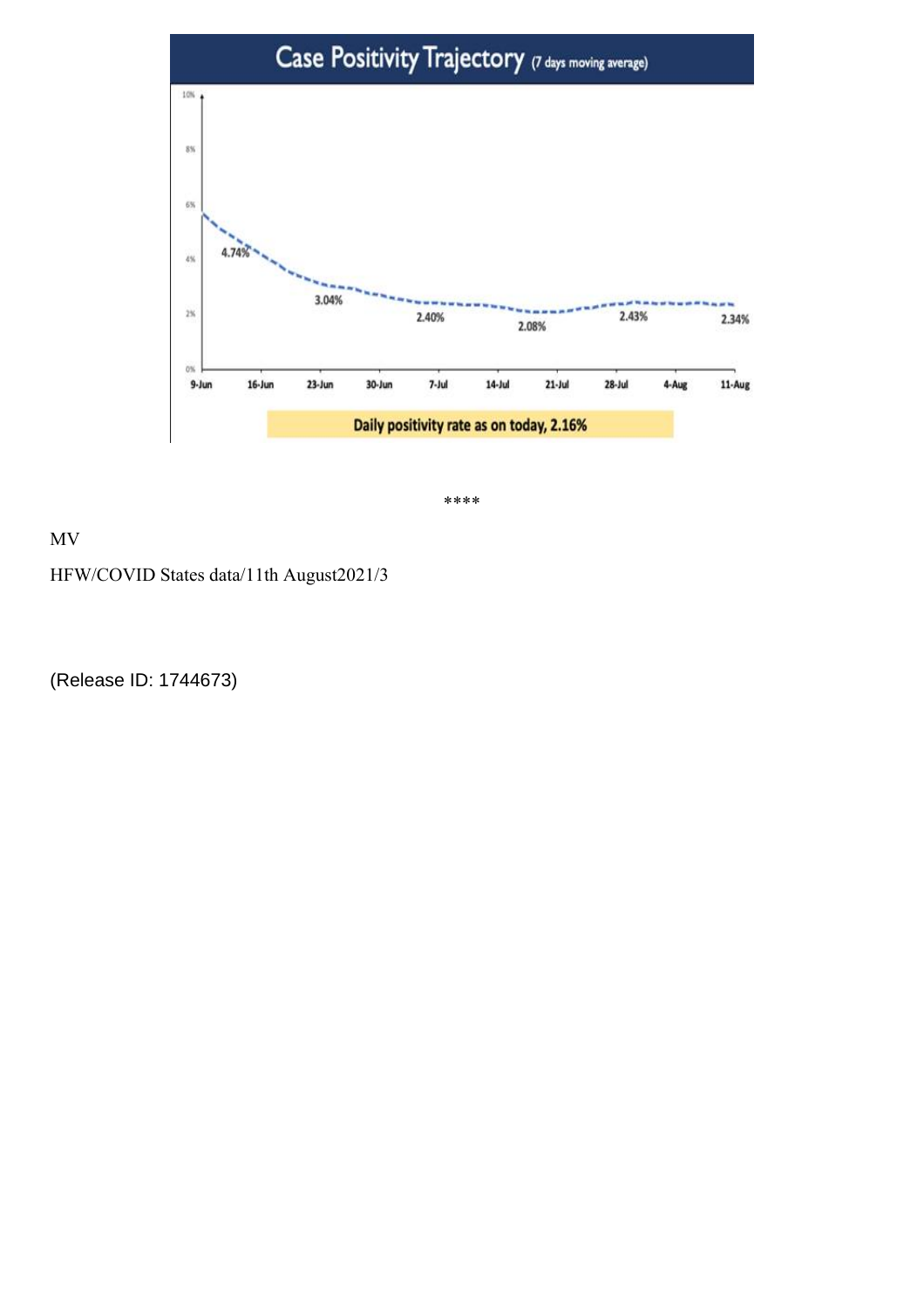Case Positivity Trajectory (7 days moving average)

10%
8%
6%
4%
2%
0%

4.74%
3.04%
2.40%
2.08%
2.43%
2.34%

9-Jun 16-Jun 23-Jun 30-Jun 7-Jul 14-Jul 21-Jul 28-Jul 4-Aug 11-Aug

Daily positivity rate as on today, 2.16%

****

MV

HFW/COVID States data/11th August2021/3

(Release ID: 1744673)